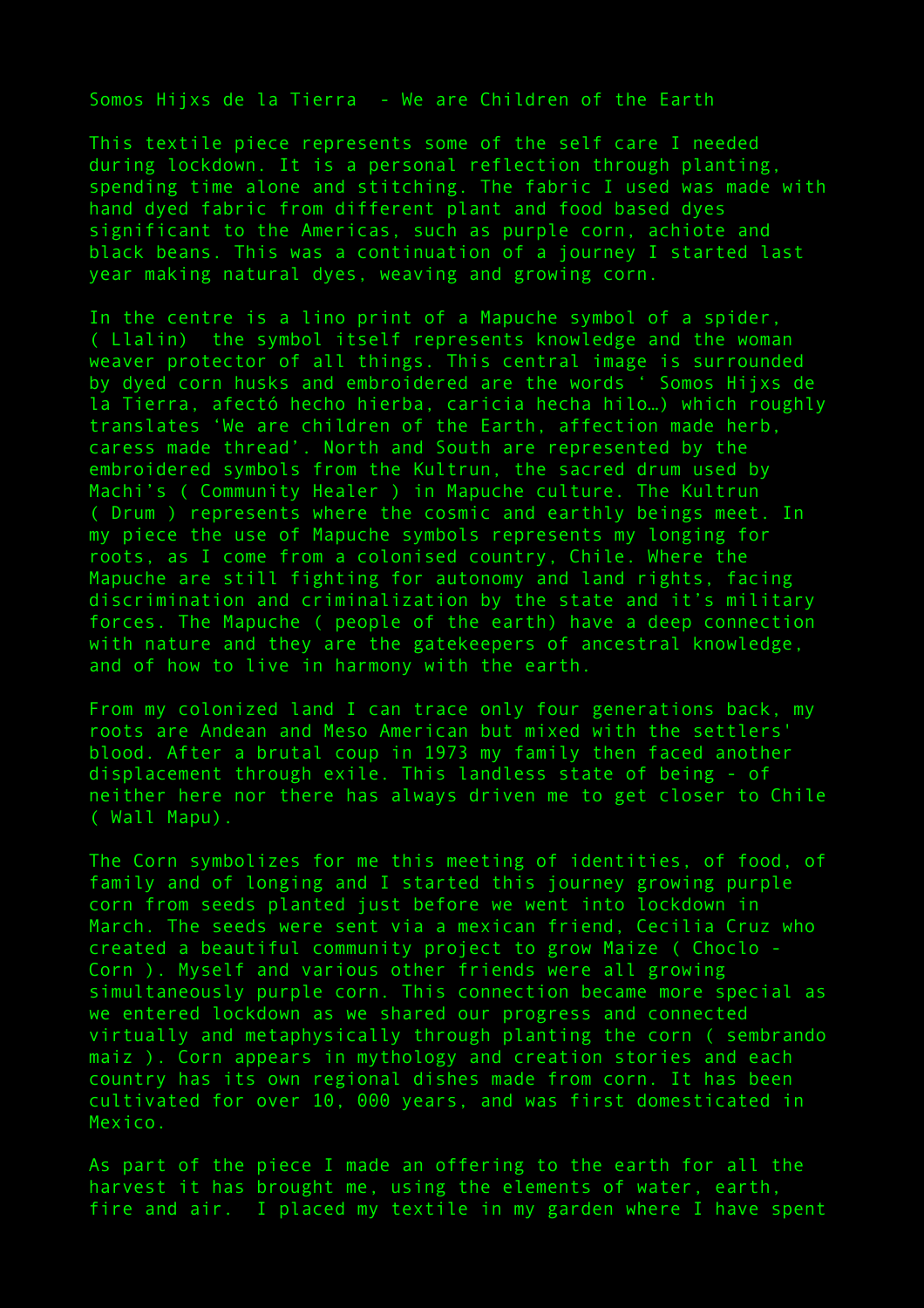Somos Hijxs de la Tierra - We are Children of the Earth

This textile piece represents some of the self care I needed during lockdown. It is a personal reflection through planting, spending time alone and stitching. The fabric I used was made with hand dyed fabric from different plant and food based dyes significant to the Americas, such as purple corn, achiote and black beans. This was a continuation of a journey I started last year making natural dyes, weaving and growing corn.

In the centre is a lino print of a Mapuche symbol of a spider, ( Llalin) the symbol itself represents knowledge and the woman weaver protector of all things. This central image is surrounded by dyed corn husks and embroidered are the words ‘ Somos Hijxs de la Tierra, afectó hecho hierba, caricia hecha hilo…) which roughly translates ‘We are children of the Earth, affection made herb, caress made thread’. North and South are represented by the embroidered symbols from the Kultrun, the sacred drum used by Machi’s ( Community Healer ) in Mapuche culture. The Kultrun ( Drum ) represents where the cosmic and earthly beings meet. In my piece the use of Mapuche symbols represents my longing for roots, as I come from a colonised country, Chile. Where the Mapuche are still fighting for autonomy and land rights, facing discrimination and criminalization by the state and it’s military forces. The Mapuche ( people of the earth) have a deep connection with nature and they are the gatekeepers of ancestral knowledge, and of how to live in harmony with the earth.

From my colonized land I can trace only four generations back, my roots are Andean and Meso American but mixed with the settlers' blood. After a brutal coup in 1973 my family then faced another displacement through exile. This landless state of being - of neither here nor there has always driven me to get closer to Chile ( Wall Mapu).

The Corn symbolizes for me this meeting of identities, of food, of family and of longing and I started this journey growing purple corn from seeds planted just before we went into lockdown in March. The seeds were sent via a mexican friend, Cecilia Cruz who created a beautiful community project to grow Maize ( Choclo - Corn ). Myself and various other friends were all growing simultaneously purple corn. This connection became more special as we entered lockdown as we shared our progress and connected virtually and metaphysically through planting the corn ( sembrando maiz ). Corn appears in mythology and creation stories and each country has its own regional dishes made from corn. It has been cultivated for over 10, 000 years, and was first domesticated in Mexico.

As part of the piece I made an offering to the earth for all the harvest it has brought me, using the elements of water, earth, fire and air. I placed my textile in my garden where I have spent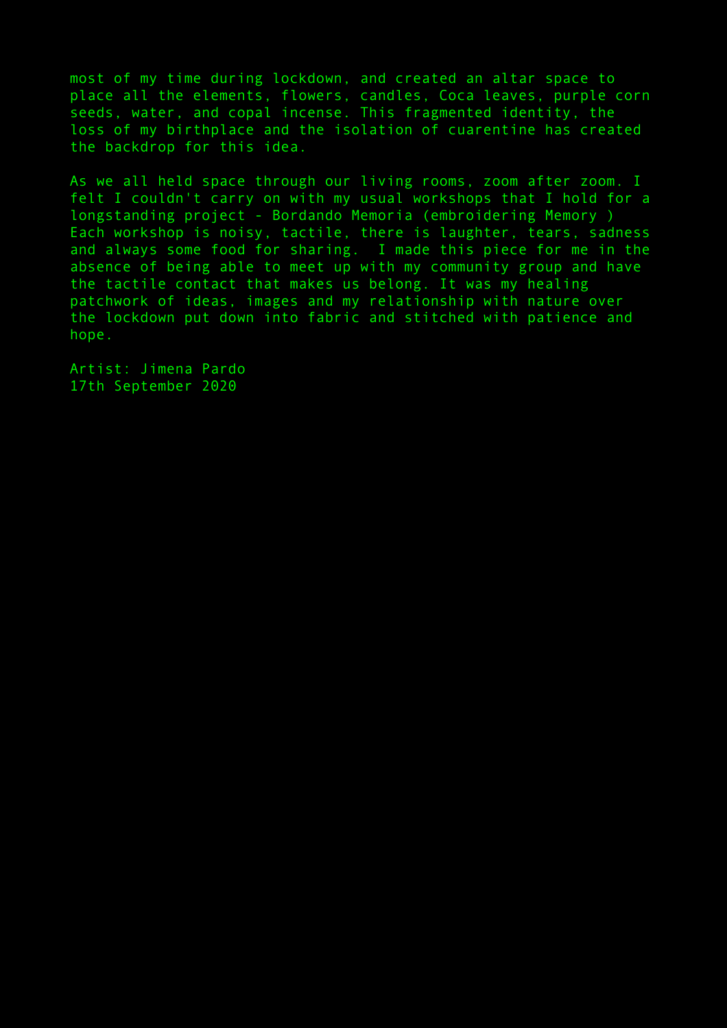most of my time during lockdown, and created an altar space to place all the elements, flowers, candles, Coca leaves, purple corn seeds, water, and copal incense. This fragmented identity, the loss of my birthplace and the isolation of cuarentine has created the backdrop for this idea.

As we all held space through our living rooms, zoom after zoom. I felt I couldn't carry on with my usual workshops that I hold for a longstanding project - Bordando Memoria (embroidering Memory ) Each workshop is noisy, tactile, there is laughter, tears, sadness and always some food for sharing. I made this piece for me in the absence of being able to meet up with my community group and have the tactile contact that makes us belong. It was my healing patchwork of ideas, images and my relationship with nature over the lockdown put down into fabric and stitched with patience and hope.

Artist: Jimena Pardo  
17th September 2020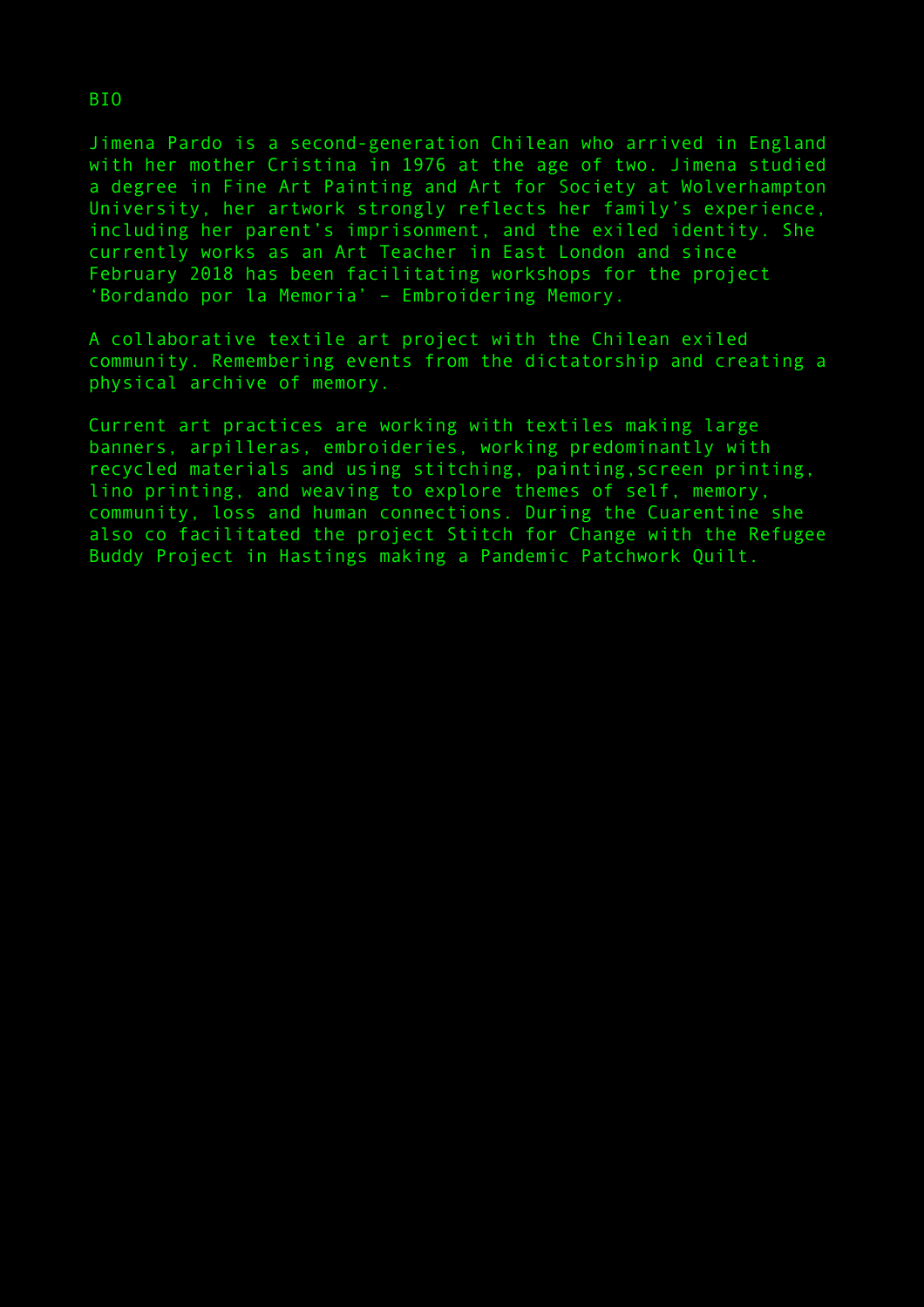BIO

Jimena Pardo is a second-generation Chilean who arrived in England with her mother Cristina in 1976 at the age of two. Jimena studied a degree in Fine Art Painting and Art for Society at Wolverhampton University, her artwork strongly reflects her family's experience, including her parent's imprisonment, and the exiled identity. She currently works as an Art Teacher in East London and since February 2018 has been facilitating workshops for the project 'Bordando por la Memoria' – Embroidering Memory.

A collaborative textile art project with the Chilean exiled community. Remembering events from the dictatorship and creating a physical archive of memory.

Current art practices are working with textiles making large banners, arpilleras, embroideries, working predominantly with recycled materials and using stitching, painting,screen printing, lino printing, and weaving to explore themes of self, memory, community, loss and human connections. During the Cuarentine she also co facilitated the project Stitch for Change with the Refugee Buddy Project in Hastings making a Pandemic Patchwork Quilt.